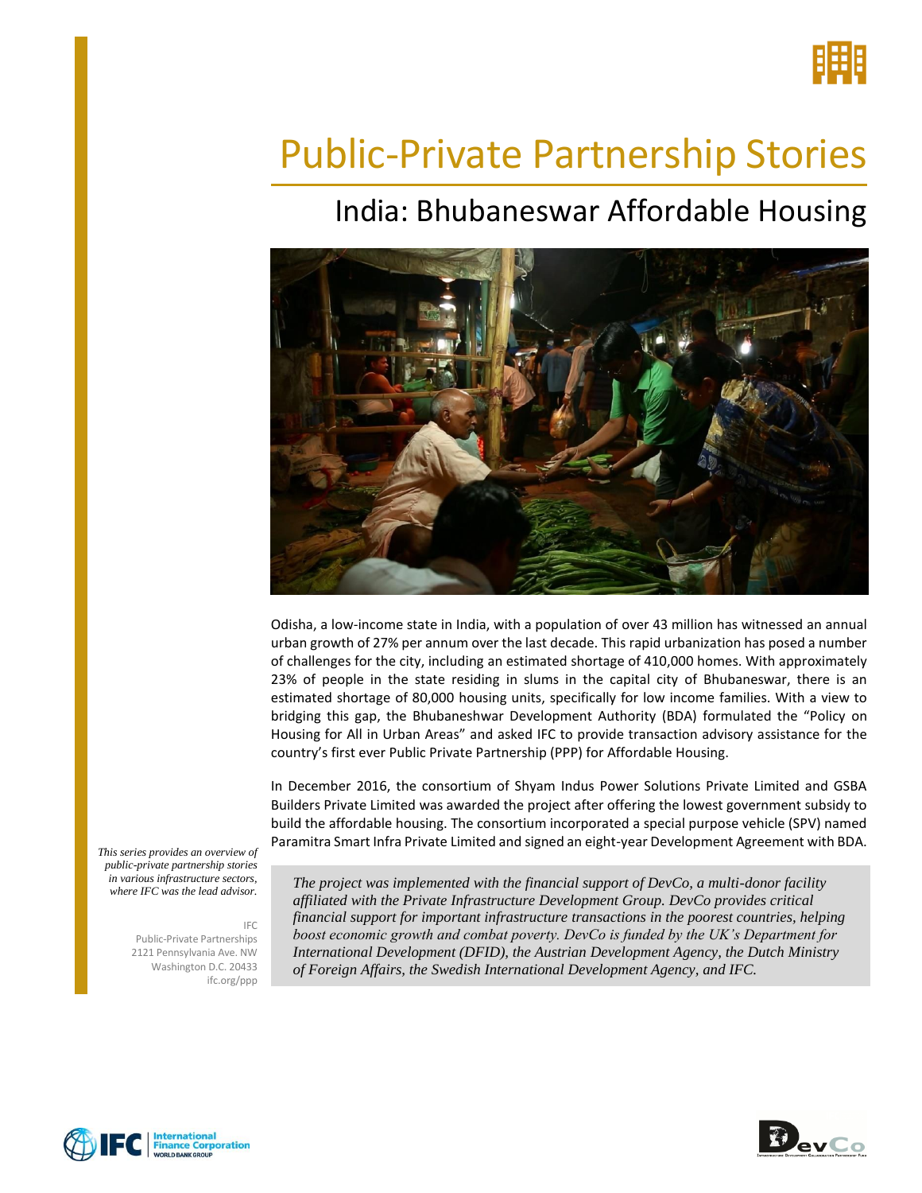# Public-Private Partnership Stories

## India: Bhubaneswar Affordable Housing

Odisha, a low-income state in India, with a population of over 43 million has witnessed an annual urban growth of 27% per annum over the last decade. This rapid urbanization has posed a number of challenges for the city, including an estimated shortage of 410,000 homes. With approximately 23% of people in the state residing in slums in the capital city of Bhubaneswar, there is an estimated shortage of 80,000 housing units, specifically for low income families. With a view to bridging this gap, the Bhubaneshwar Development Authority (BDA) formulated the "Policy on Housing for All in Urban Areas" and asked IFC to provide transaction advisory assistance for the country's first ever Public Private Partnership (PPP) for Affordable Housing.

In December 2016, the consortium of Shyam Indus Power Solutions Private Limited and GSBA Builders Private Limited was awarded the project after offering the lowest government subsidy to build the affordable housing. The consortium incorporated a special purpose vehicle (SPV) named Paramitra Smart Infra Private Limited and signed an eight-year Development Agreement with BDA.

*The project was implemented with the financial support of DevCo, a multi-donor facility affiliated with the Private Infrastructure Development Group. DevCo provides critical financial support for important infrastructure transactions in the poorest countries, helping boost economic growth and combat poverty. DevCo is funded by the UK's Department for International Development (DFID), the Austrian Development Agency, the Dutch Ministry of Foreign Affairs, the Swedish International Development Agency, and IFC.*

*This series provides an overview of public-private partnership stories in various infrastructure sectors, where IFC was the lead advisor.*

IFC
Public-Private Partnerships
2121 Pennsylvania Ave. NW
Washington D.C. 20433
ifc.org/ppp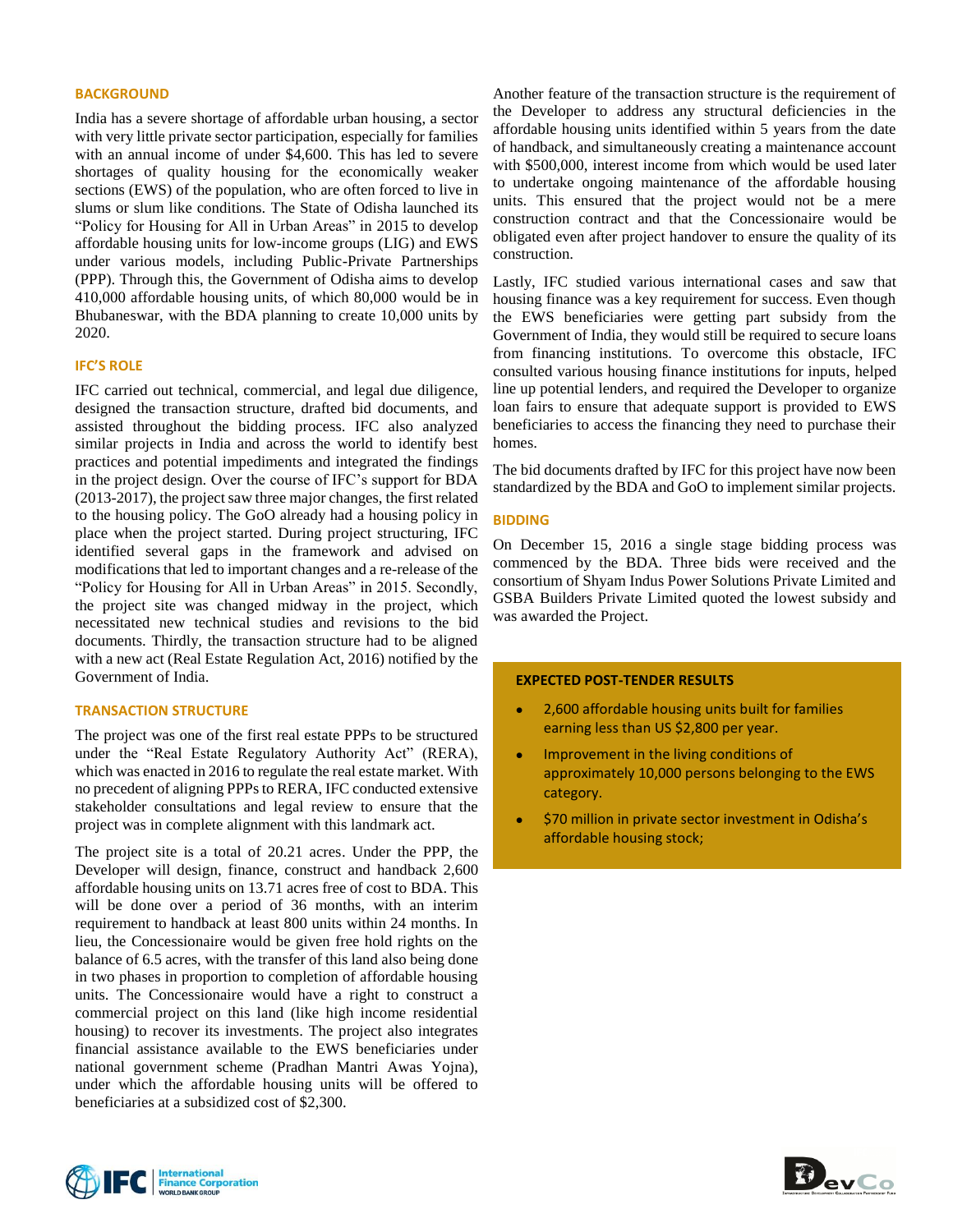## BACKGROUND

India has a severe shortage of affordable urban housing, a sector with very little private sector participation, especially for families with an annual income of under $4,600. This has led to severe shortages of quality housing for the economically weaker sections (EWS) of the population, who are often forced to live in slums or slum like conditions. The State of Odisha launched its "Policy for Housing for All in Urban Areas" in 2015 to develop affordable housing units for low-income groups (LIG) and EWS under various models, including Public-Private Partnerships (PPP). Through this, the Government of Odisha aims to develop 410,000 affordable housing units, of which 80,000 would be in Bhubaneswar, with the BDA planning to create 10,000 units by 2020.

## IFC'S ROLE

IFC carried out technical, commercial, and legal due diligence, designed the transaction structure, drafted bid documents, and assisted throughout the bidding process. IFC also analyzed similar projects in India and across the world to identify best practices and potential impediments and integrated the findings in the project design. Over the course of IFC's support for BDA (2013-2017), the project saw three major changes, the first related to the housing policy. The GoO already had a housing policy in place when the project started. During project structuring, IFC identified several gaps in the framework and advised on modifications that led to important changes and a re-release of the "Policy for Housing for All in Urban Areas" in 2015. Secondly, the project site was changed midway in the project, which necessitated new technical studies and revisions to the bid documents. Thirdly, the transaction structure had to be aligned with a new act (Real Estate Regulation Act, 2016) notified by the Government of India.

## TRANSACTION STRUCTURE

The project was one of the first real estate PPPs to be structured under the "Real Estate Regulatory Authority Act" (RERA), which was enacted in 2016 to regulate the real estate market. With no precedent of aligning PPPs to RERA, IFC conducted extensive stakeholder consultations and legal review to ensure that the project was in complete alignment with this landmark act.

The project site is a total of 20.21 acres. Under the PPP, the Developer will design, finance, construct and handback 2,600 affordable housing units on 13.71 acres free of cost to BDA. This will be done over a period of 36 months, with an interim requirement to handback at least 800 units within 24 months. In lieu, the Concessionaire would be given free hold rights on the balance of 6.5 acres, with the transfer of this land also being done in two phases in proportion to completion of affordable housing units. The Concessionaire would have a right to construct a commercial project on this land (like high income residential housing) to recover its investments. The project also integrates financial assistance available to the EWS beneficiaries under national government scheme (Pradhan Mantri Awas Yojna), under which the affordable housing units will be offered to beneficiaries at a subsidized cost of $2,300.

Another feature of the transaction structure is the requirement of the Developer to address any structural deficiencies in the affordable housing units identified within 5 years from the date of handback, and simultaneously creating a maintenance account with $500,000, interest income from which would be used later to undertake ongoing maintenance of the affordable housing units. This ensured that the project would not be a mere construction contract and that the Concessionaire would be obligated even after project handover to ensure the quality of its construction.

Lastly, IFC studied various international cases and saw that housing finance was a key requirement for success. Even though the EWS beneficiaries were getting part subsidy from the Government of India, they would still be required to secure loans from financing institutions. To overcome this obstacle, IFC consulted various housing finance institutions for inputs, helped line up potential lenders, and required the Developer to organize loan fairs to ensure that adequate support is provided to EWS beneficiaries to access the financing they need to purchase their homes.

The bid documents drafted by IFC for this project have now been standardized by the BDA and GoO to implement similar projects.

## BIDDING

On December 15, 2016 a single stage bidding process was commenced by the BDA. Three bids were received and the consortium of Shyam Indus Power Solutions Private Limited and GSBA Builders Private Limited quoted the lowest subsidy and was awarded the Project.

### EXPECTED POST-TENDER RESULTS

- 2,600 affordable housing units built for families earning less than US $2,800 per year.
- Improvement in the living conditions of approximately 10,000 persons belonging to the EWS category.
- $70 million in private sector investment in Odisha's affordable housing stock;